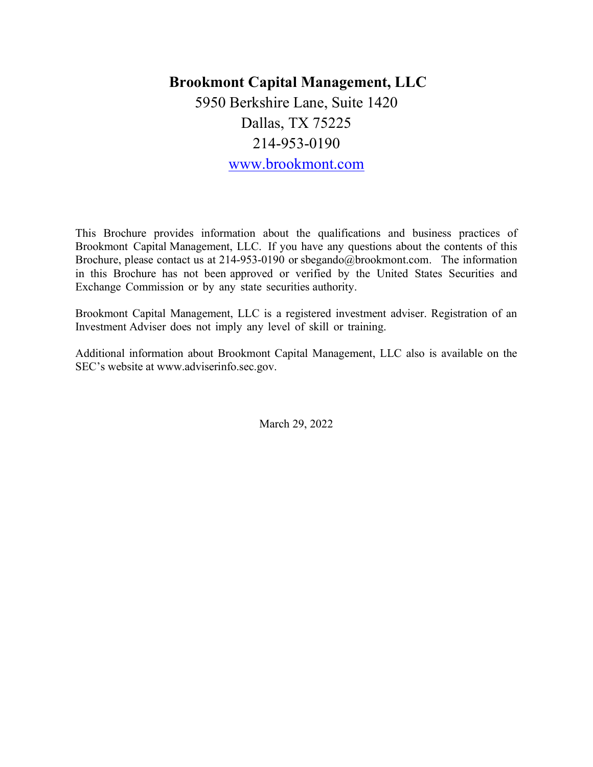# Brookmont Capital Management, LLC

5950 Berkshire Lane, Suite 1420
Dallas, TX 75225
214-953-0190
www.brookmont.com

This Brochure provides information about the qualifications and business practices of Brookmont Capital Management, LLC. If you have any questions about the contents of this Brochure, please contact us at 214-953-0190 or sbegando@brookmont.com. The information in this Brochure has not been approved or verified by the United States Securities and Exchange Commission or by any state securities authority.

Brookmont Capital Management, LLC is a registered investment adviser. Registration of an Investment Adviser does not imply any level of skill or training.

Additional information about Brookmont Capital Management, LLC also is available on the SEC's website at www.adviserinfo.sec.gov.

March 29, 2022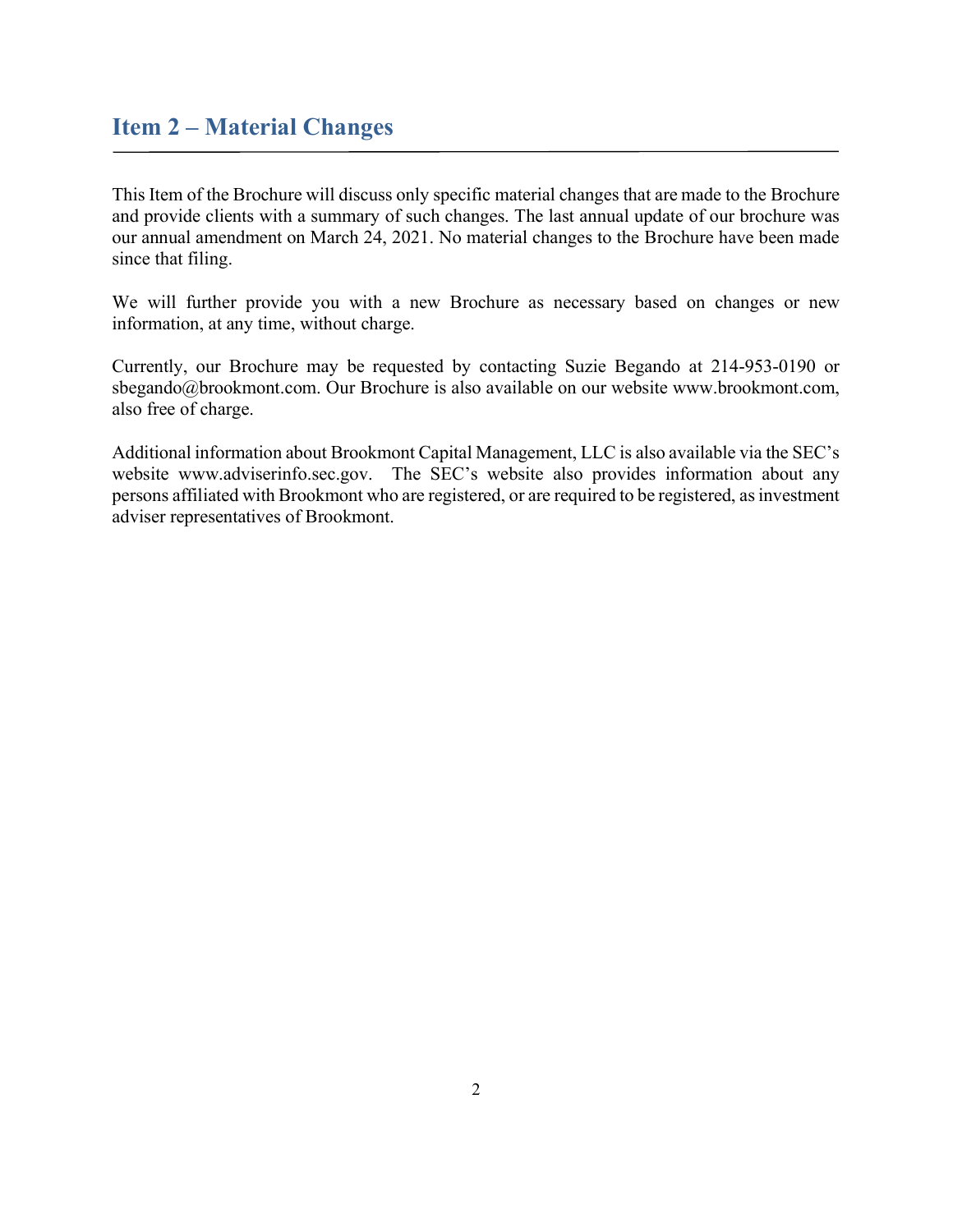## Item 2 – Material Changes

This Item of the Brochure will discuss only specific material changes that are made to the Brochure and provide clients with a summary of such changes. The last annual update of our brochure was our annual amendment on March 24, 2021. No material changes to the Brochure have been made since that filing.

We will further provide you with a new Brochure as necessary based on changes or new information, at any time, without charge.

Currently, our Brochure may be requested by contacting Suzie Begando at 214-953-0190 or sbegando@brookmont.com. Our Brochure is also available on our website www.brookmont.com, also free of charge.

Additional information about Brookmont Capital Management, LLC is also available via the SEC's website www.adviserinfo.sec.gov. The SEC's website also provides information about any persons affiliated with Brookmont who are registered, or are required to be registered, as investment adviser representatives of Brookmont.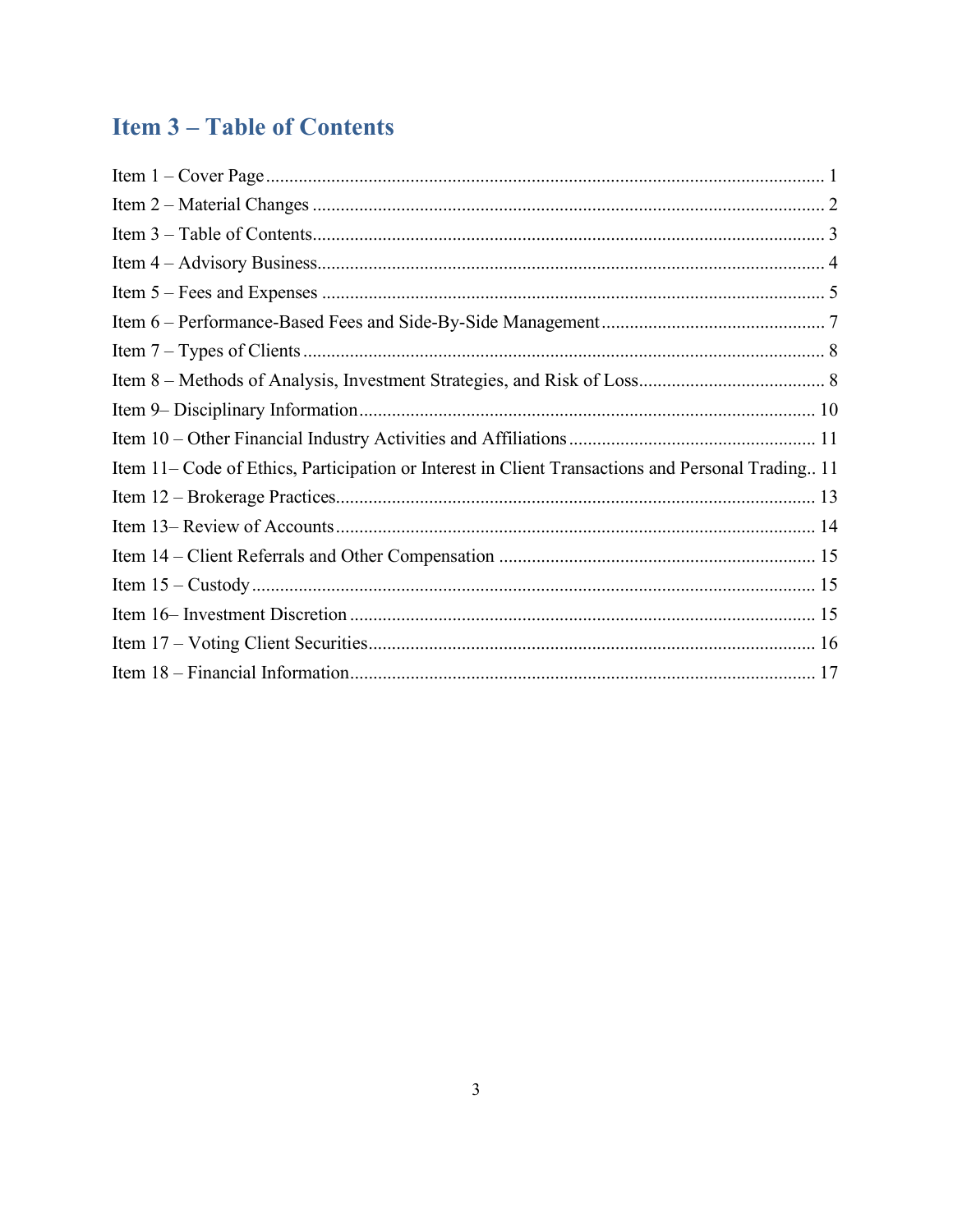# Item 3 – Table of Contents

Item 1 – Cover Page ........................................................................................................................ 1
Item 2 – Material Changes .............................................................................................................. 2
Item 3 – Table of Contents.............................................................................................................. 3
Item 4 – Advisory Business............................................................................................................. 4
Item 5 – Fees and Expenses ............................................................................................................ 5
Item 6 – Performance-Based Fees and Side-By-Side Management ................................................ 7
Item 7 – Types of Clients ................................................................................................................ 8
Item 8 – Methods of Analysis, Investment Strategies, and Risk of Loss........................................ 8
Item 9– Disciplinary Information .................................................................................................. 10
Item 10 – Other Financial Industry Activities and Affiliations ..................................................... 11
Item 11– Code of Ethics, Participation or Interest in Client Transactions and Personal Trading.. 11
Item 12 – Brokerage Practices....................................................................................................... 13
Item 13– Review of Accounts ....................................................................................................... 14
Item 14 – Client Referrals and Other Compensation .................................................................... 15
Item 15 – Custody ......................................................................................................................... 15
Item 16– Investment Discretion .................................................................................................... 15
Item 17 – Voting Client Securities................................................................................................. 16
Item 18 – Financial Information.................................................................................................... 17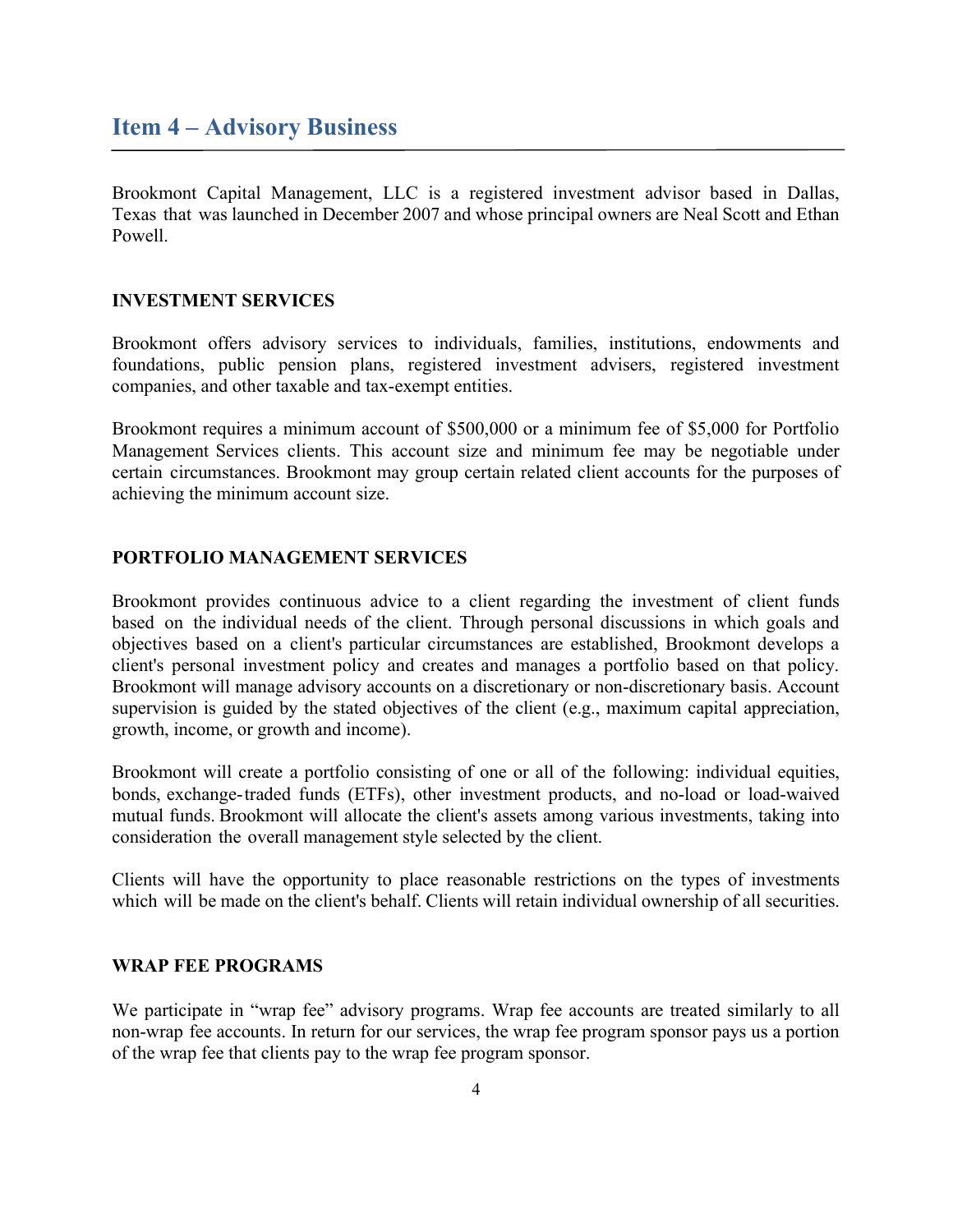## Item 4 – Advisory Business

Brookmont Capital Management, LLC is a registered investment advisor based in Dallas, Texas that was launched in December 2007 and whose principal owners are Neal Scott and Ethan Powell.

### INVESTMENT SERVICES

Brookmont offers advisory services to individuals, families, institutions, endowments and foundations, public pension plans, registered investment advisers, registered investment companies, and other taxable and tax-exempt entities.

Brookmont requires a minimum account of $500,000 or a minimum fee of $5,000 for Portfolio Management Services clients. This account size and minimum fee may be negotiable under certain circumstances. Brookmont may group certain related client accounts for the purposes of achieving the minimum account size.

### PORTFOLIO MANAGEMENT SERVICES

Brookmont provides continuous advice to a client regarding the investment of client funds based on the individual needs of the client. Through personal discussions in which goals and objectives based on a client's particular circumstances are established, Brookmont develops a client's personal investment policy and creates and manages a portfolio based on that policy. Brookmont will manage advisory accounts on a discretionary or non-discretionary basis. Account supervision is guided by the stated objectives of the client (e.g., maximum capital appreciation, growth, income, or growth and income).

Brookmont will create a portfolio consisting of one or all of the following: individual equities, bonds, exchange-traded funds (ETFs), other investment products, and no-load or load-waived mutual funds. Brookmont will allocate the client's assets among various investments, taking into consideration the overall management style selected by the client.

Clients will have the opportunity to place reasonable restrictions on the types of investments which will be made on the client's behalf. Clients will retain individual ownership of all securities.

### WRAP FEE PROGRAMS

We participate in "wrap fee" advisory programs. Wrap fee accounts are treated similarly to all non-wrap fee accounts. In return for our services, the wrap fee program sponsor pays us a portion of the wrap fee that clients pay to the wrap fee program sponsor.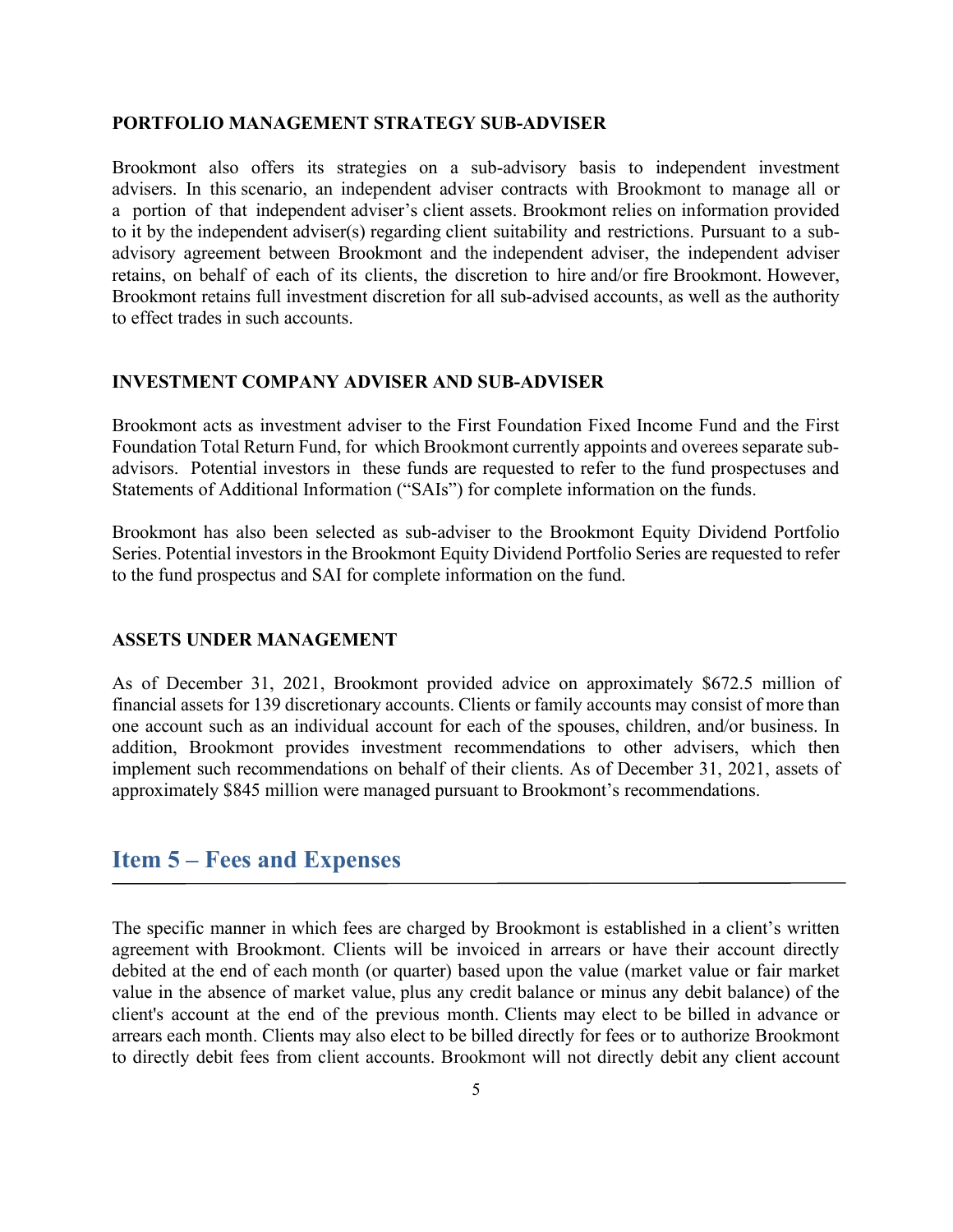### PORTFOLIO MANAGEMENT STRATEGY SUB-ADVISER

Brookmont also offers its strategies on a sub-advisory basis to independent investment advisers. In this scenario, an independent adviser contracts with Brookmont to manage all or a portion of that independent adviser's client assets. Brookmont relies on information provided to it by the independent adviser(s) regarding client suitability and restrictions. Pursuant to a sub-advisory agreement between Brookmont and the independent adviser, the independent adviser retains, on behalf of each of its clients, the discretion to hire and/or fire Brookmont. However, Brookmont retains full investment discretion for all sub-advised accounts, as well as the authority to effect trades in such accounts.

### INVESTMENT COMPANY ADVISER AND SUB-ADVISER

Brookmont acts as investment adviser to the First Foundation Fixed Income Fund and the First Foundation Total Return Fund, for which Brookmont currently appoints and overees separate sub-advisors. Potential investors in these funds are requested to refer to the fund prospectuses and Statements of Additional Information ("SAIs") for complete information on the funds.

Brookmont has also been selected as sub-adviser to the Brookmont Equity Dividend Portfolio Series. Potential investors in the Brookmont Equity Dividend Portfolio Series are requested to refer to the fund prospectus and SAI for complete information on the fund.

### ASSETS UNDER MANAGEMENT

As of December 31, 2021, Brookmont provided advice on approximately $672.5 million of financial assets for 139 discretionary accounts. Clients or family accounts may consist of more than one account such as an individual account for each of the spouses, children, and/or business. In addition, Brookmont provides investment recommendations to other advisers, which then implement such recommendations on behalf of their clients. As of December 31, 2021, assets of approximately $845 million were managed pursuant to Brookmont's recommendations.

## Item 5 – Fees and Expenses

The specific manner in which fees are charged by Brookmont is established in a client's written agreement with Brookmont. Clients will be invoiced in arrears or have their account directly debited at the end of each month (or quarter) based upon the value (market value or fair market value in the absence of market value, plus any credit balance or minus any debit balance) of the client's account at the end of the previous month. Clients may elect to be billed in advance or arrears each month. Clients may also elect to be billed directly for fees or to authorize Brookmont to directly debit fees from client accounts. Brookmont will not directly debit any client account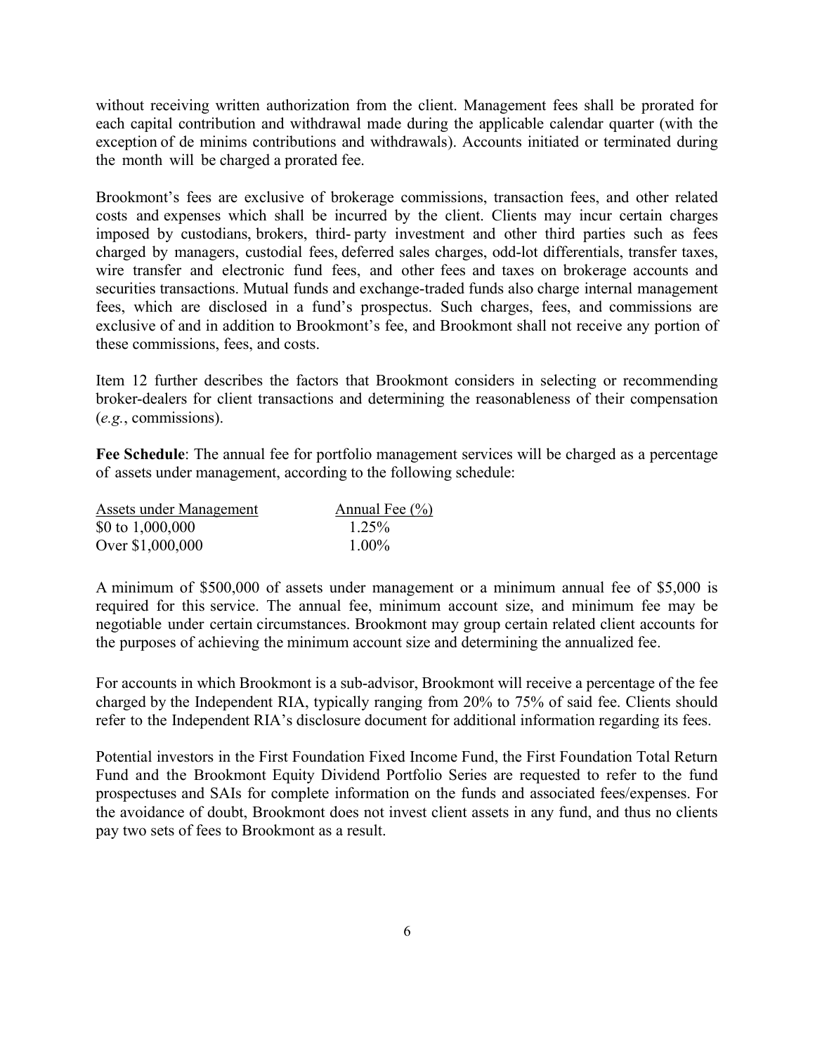without receiving written authorization from the client. Management fees shall be prorated for each capital contribution and withdrawal made during the applicable calendar quarter (with the exception of de minims contributions and withdrawals). Accounts initiated or terminated during the month will be charged a prorated fee.

Brookmont's fees are exclusive of brokerage commissions, transaction fees, and other related costs and expenses which shall be incurred by the client. Clients may incur certain charges imposed by custodians, brokers, third- party investment and other third parties such as fees charged by managers, custodial fees, deferred sales charges, odd-lot differentials, transfer taxes, wire transfer and electronic fund fees, and other fees and taxes on brokerage accounts and securities transactions. Mutual funds and exchange-traded funds also charge internal management fees, which are disclosed in a fund's prospectus. Such charges, fees, and commissions are exclusive of and in addition to Brookmont's fee, and Brookmont shall not receive any portion of these commissions, fees, and costs.

Item 12 further describes the factors that Brookmont considers in selecting or recommending broker-dealers for client transactions and determining the reasonableness of their compensation (*e.g.*, commissions).

**Fee Schedule**: The annual fee for portfolio management services will be charged as a percentage of assets under management, according to the following schedule:

| Assets under Management | Annual Fee (%) |
|---|---|
| $0 to 1,000,000 | 1.25% |
| Over $1,000,000 | 1.00% |

A minimum of $500,000 of assets under management or a minimum annual fee of $5,000 is required for this service. The annual fee, minimum account size, and minimum fee may be negotiable under certain circumstances. Brookmont may group certain related client accounts for the purposes of achieving the minimum account size and determining the annualized fee.

For accounts in which Brookmont is a sub-advisor, Brookmont will receive a percentage of the fee charged by the Independent RIA, typically ranging from 20% to 75% of said fee. Clients should refer to the Independent RIA's disclosure document for additional information regarding its fees.

Potential investors in the First Foundation Fixed Income Fund, the First Foundation Total Return Fund and the Brookmont Equity Dividend Portfolio Series are requested to refer to the fund prospectuses and SAIs for complete information on the funds and associated fees/expenses. For the avoidance of doubt, Brookmont does not invest client assets in any fund, and thus no clients pay two sets of fees to Brookmont as a result.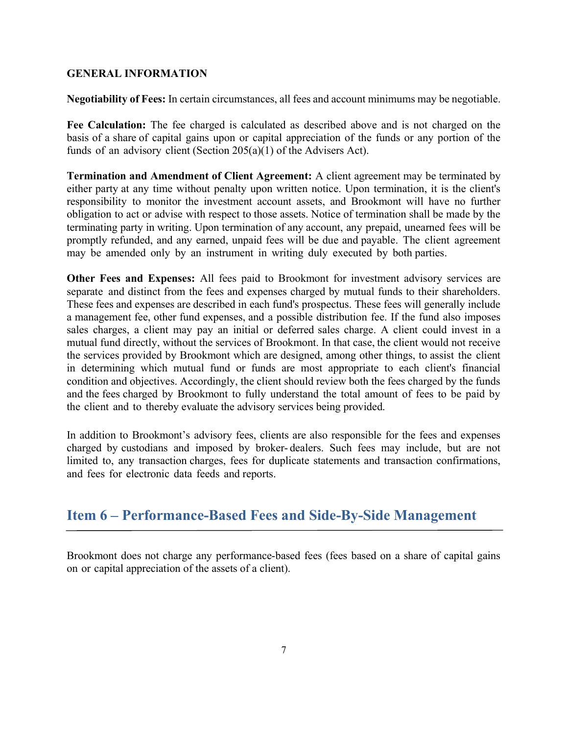**GENERAL INFORMATION**

**Negotiability of Fees:** In certain circumstances, all fees and account minimums may be negotiable.

**Fee Calculation:** The fee charged is calculated as described above and is not charged on the basis of a share of capital gains upon or capital appreciation of the funds or any portion of the funds of an advisory client (Section 205(a)(1) of the Advisers Act).

**Termination and Amendment of Client Agreement:** A client agreement may be terminated by either party at any time without penalty upon written notice. Upon termination, it is the client's responsibility to monitor the investment account assets, and Brookmont will have no further obligation to act or advise with respect to those assets. Notice of termination shall be made by the terminating party in writing. Upon termination of any account, any prepaid, unearned fees will be promptly refunded, and any earned, unpaid fees will be due and payable. The client agreement may be amended only by an instrument in writing duly executed by both parties.

**Other Fees and Expenses:** All fees paid to Brookmont for investment advisory services are separate and distinct from the fees and expenses charged by mutual funds to their shareholders. These fees and expenses are described in each fund's prospectus. These fees will generally include a management fee, other fund expenses, and a possible distribution fee. If the fund also imposes sales charges, a client may pay an initial or deferred sales charge. A client could invest in a mutual fund directly, without the services of Brookmont. In that case, the client would not receive the services provided by Brookmont which are designed, among other things, to assist the client in determining which mutual fund or funds are most appropriate to each client's financial condition and objectives. Accordingly, the client should review both the fees charged by the funds and the fees charged by Brookmont to fully understand the total amount of fees to be paid by the client and to thereby evaluate the advisory services being provided.

In addition to Brookmont's advisory fees, clients are also responsible for the fees and expenses charged by custodians and imposed by broker-dealers. Such fees may include, but are not limited to, any transaction charges, fees for duplicate statements and transaction confirmations, and fees for electronic data feeds and reports.

## Item 6 – Performance-Based Fees and Side-By-Side Management

Brookmont does not charge any performance-based fees (fees based on a share of capital gains on or capital appreciation of the assets of a client).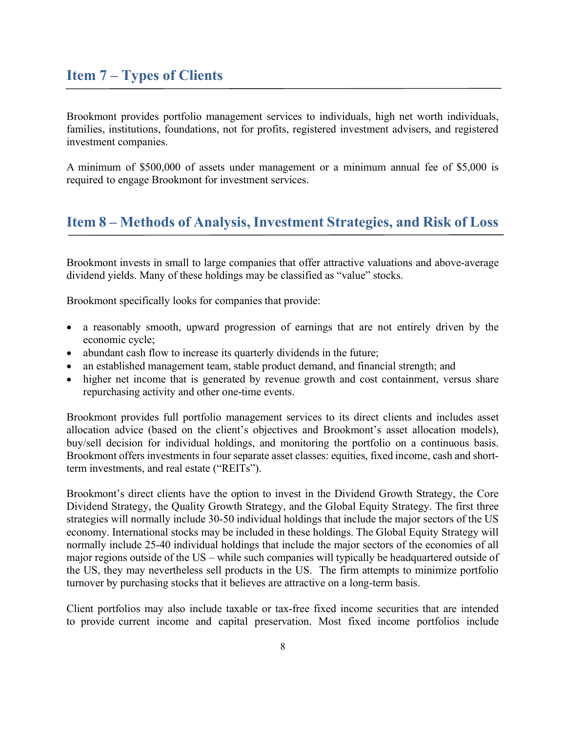## Item 7 – Types of Clients

Brookmont provides portfolio management services to individuals, high net worth individuals, families, institutions, foundations, not for profits, registered investment advisers, and registered investment companies.

A minimum of $500,000 of assets under management or a minimum annual fee of $5,000 is required to engage Brookmont for investment services.

## Item 8 – Methods of Analysis, Investment Strategies, and Risk of Loss

Brookmont invests in small to large companies that offer attractive valuations and above-average dividend yields. Many of these holdings may be classified as "value" stocks.

Brookmont specifically looks for companies that provide:

- a reasonably smooth, upward progression of earnings that are not entirely driven by the economic cycle;
- abundant cash flow to increase its quarterly dividends in the future;
- an established management team, stable product demand, and financial strength; and
- higher net income that is generated by revenue growth and cost containment, versus share repurchasing activity and other one-time events.

Brookmont provides full portfolio management services to its direct clients and includes asset allocation advice (based on the client's objectives and Brookmont's asset allocation models), buy/sell decision for individual holdings, and monitoring the portfolio on a continuous basis. Brookmont offers investments in four separate asset classes: equities, fixed income, cash and short-term investments, and real estate ("REITs").

Brookmont's direct clients have the option to invest in the Dividend Growth Strategy, the Core Dividend Strategy, the Quality Growth Strategy, and the Global Equity Strategy. The first three strategies will normally include 30-50 individual holdings that include the major sectors of the US economy. International stocks may be included in these holdings. The Global Equity Strategy will normally include 25-40 individual holdings that include the major sectors of the economies of all major regions outside of the US – while such companies will typically be headquartered outside of the US, they may nevertheless sell products in the US. The firm attempts to minimize portfolio turnover by purchasing stocks that it believes are attractive on a long-term basis.

Client portfolios may also include taxable or tax-free fixed income securities that are intended to provide current income and capital preservation. Most fixed income portfolios include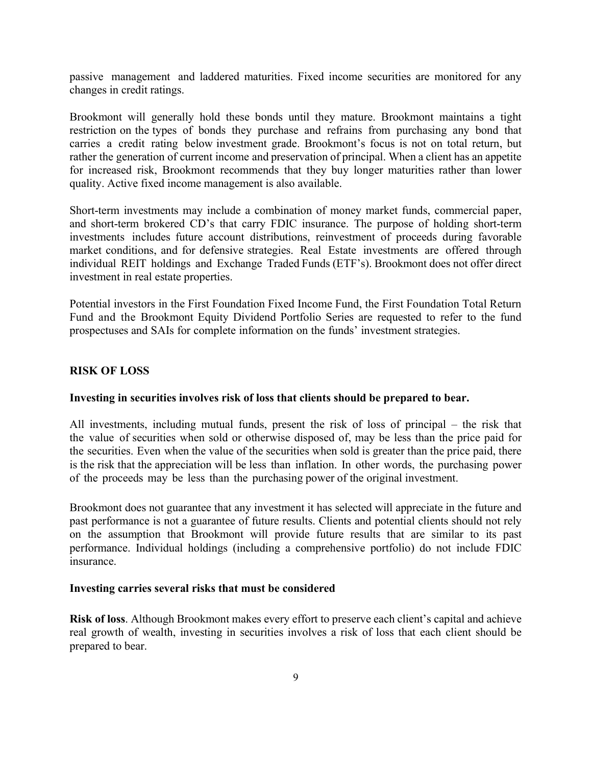passive management and laddered maturities. Fixed income securities are monitored for any changes in credit ratings.

Brookmont will generally hold these bonds until they mature. Brookmont maintains a tight restriction on the types of bonds they purchase and refrains from purchasing any bond that carries a credit rating below investment grade. Brookmont's focus is not on total return, but rather the generation of current income and preservation of principal. When a client has an appetite for increased risk, Brookmont recommends that they buy longer maturities rather than lower quality. Active fixed income management is also available.

Short-term investments may include a combination of money market funds, commercial paper, and short-term brokered CD's that carry FDIC insurance. The purpose of holding short-term investments includes future account distributions, reinvestment of proceeds during favorable market conditions, and for defensive strategies. Real Estate investments are offered through individual REIT holdings and Exchange Traded Funds (ETF's). Brookmont does not offer direct investment in real estate properties.

Potential investors in the First Foundation Fixed Income Fund, the First Foundation Total Return Fund and the Brookmont Equity Dividend Portfolio Series are requested to refer to the fund prospectuses and SAIs for complete information on the funds' investment strategies.

## RISK OF LOSS

**Investing in securities involves risk of loss that clients should be prepared to bear.**

All investments, including mutual funds, present the risk of loss of principal – the risk that the value of securities when sold or otherwise disposed of, may be less than the price paid for the securities. Even when the value of the securities when sold is greater than the price paid, there is the risk that the appreciation will be less than inflation. In other words, the purchasing power of the proceeds may be less than the purchasing power of the original investment.

Brookmont does not guarantee that any investment it has selected will appreciate in the future and past performance is not a guarantee of future results. Clients and potential clients should not rely on the assumption that Brookmont will provide future results that are similar to its past performance. Individual holdings (including a comprehensive portfolio) do not include FDIC insurance.

**Investing carries several risks that must be considered**

**Risk of loss**. Although Brookmont makes every effort to preserve each client's capital and achieve real growth of wealth, investing in securities involves a risk of loss that each client should be prepared to bear.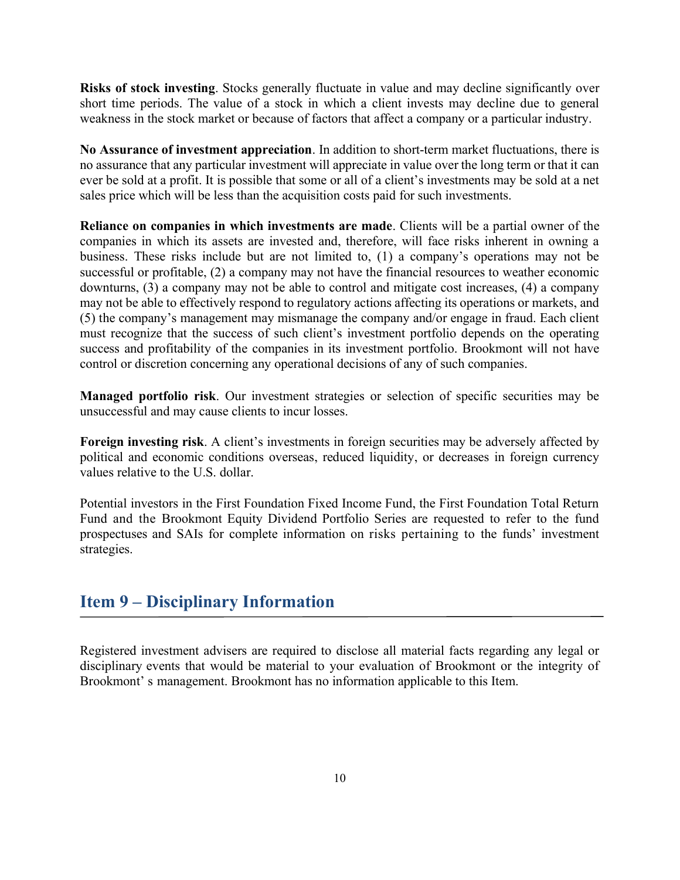**Risks of stock investing**. Stocks generally fluctuate in value and may decline significantly over short time periods. The value of a stock in which a client invests may decline due to general weakness in the stock market or because of factors that affect a company or a particular industry.

**No Assurance of investment appreciation**. In addition to short-term market fluctuations, there is no assurance that any particular investment will appreciate in value over the long term or that it can ever be sold at a profit. It is possible that some or all of a client's investments may be sold at a net sales price which will be less than the acquisition costs paid for such investments.

**Reliance on companies in which investments are made**. Clients will be a partial owner of the companies in which its assets are invested and, therefore, will face risks inherent in owning a business. These risks include but are not limited to, (1) a company's operations may not be successful or profitable, (2) a company may not have the financial resources to weather economic downturns, (3) a company may not be able to control and mitigate cost increases, (4) a company may not be able to effectively respond to regulatory actions affecting its operations or markets, and (5) the company's management may mismanage the company and/or engage in fraud. Each client must recognize that the success of such client's investment portfolio depends on the operating success and profitability of the companies in its investment portfolio. Brookmont will not have control or discretion concerning any operational decisions of any of such companies.

**Managed portfolio risk**. Our investment strategies or selection of specific securities may be unsuccessful and may cause clients to incur losses.

**Foreign investing risk**. A client's investments in foreign securities may be adversely affected by political and economic conditions overseas, reduced liquidity, or decreases in foreign currency values relative to the U.S. dollar.

Potential investors in the First Foundation Fixed Income Fund, the First Foundation Total Return Fund and the Brookmont Equity Dividend Portfolio Series are requested to refer to the fund prospectuses and SAIs for complete information on risks pertaining to the funds' investment strategies.

## Item 9 – Disciplinary Information

Registered investment advisers are required to disclose all material facts regarding any legal or disciplinary events that would be material to your evaluation of Brookmont or the integrity of Brookmont' s management. Brookmont has no information applicable to this Item.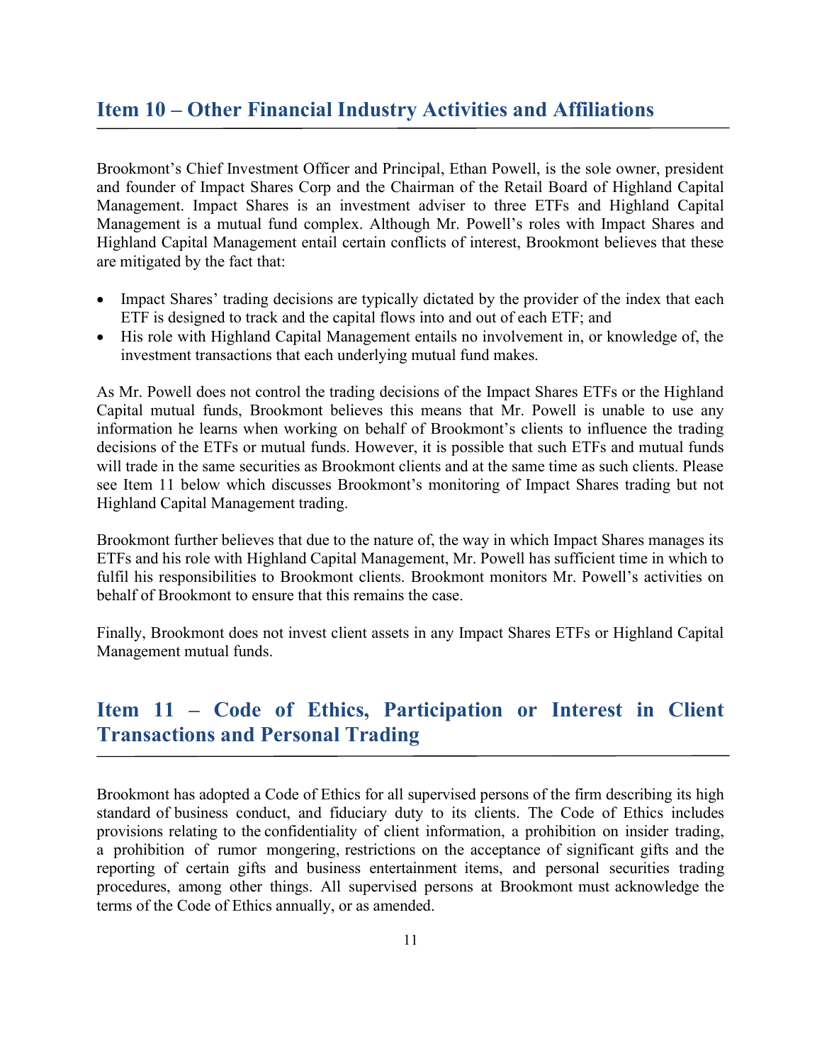## Item 10 – Other Financial Industry Activities and Affiliations

Brookmont's Chief Investment Officer and Principal, Ethan Powell, is the sole owner, president and founder of Impact Shares Corp and the Chairman of the Retail Board of Highland Capital Management. Impact Shares is an investment adviser to three ETFs and Highland Capital Management is a mutual fund complex. Although Mr. Powell's roles with Impact Shares and Highland Capital Management entail certain conflicts of interest, Brookmont believes that these are mitigated by the fact that:

- Impact Shares' trading decisions are typically dictated by the provider of the index that each ETF is designed to track and the capital flows into and out of each ETF; and
- His role with Highland Capital Management entails no involvement in, or knowledge of, the investment transactions that each underlying mutual fund makes.

As Mr. Powell does not control the trading decisions of the Impact Shares ETFs or the Highland Capital mutual funds, Brookmont believes this means that Mr. Powell is unable to use any information he learns when working on behalf of Brookmont's clients to influence the trading decisions of the ETFs or mutual funds. However, it is possible that such ETFs and mutual funds will trade in the same securities as Brookmont clients and at the same time as such clients. Please see Item 11 below which discusses Brookmont's monitoring of Impact Shares trading but not Highland Capital Management trading.

Brookmont further believes that due to the nature of, the way in which Impact Shares manages its ETFs and his role with Highland Capital Management, Mr. Powell has sufficient time in which to fulfil his responsibilities to Brookmont clients. Brookmont monitors Mr. Powell's activities on behalf of Brookmont to ensure that this remains the case.

Finally, Brookmont does not invest client assets in any Impact Shares ETFs or Highland Capital Management mutual funds.

## Item 11 – Code of Ethics, Participation or Interest in Client Transactions and Personal Trading

Brookmont has adopted a Code of Ethics for all supervised persons of the firm describing its high standard of business conduct, and fiduciary duty to its clients. The Code of Ethics includes provisions relating to the confidentiality of client information, a prohibition on insider trading, a prohibition of rumor mongering, restrictions on the acceptance of significant gifts and the reporting of certain gifts and business entertainment items, and personal securities trading procedures, among other things. All supervised persons at Brookmont must acknowledge the terms of the Code of Ethics annually, or as amended.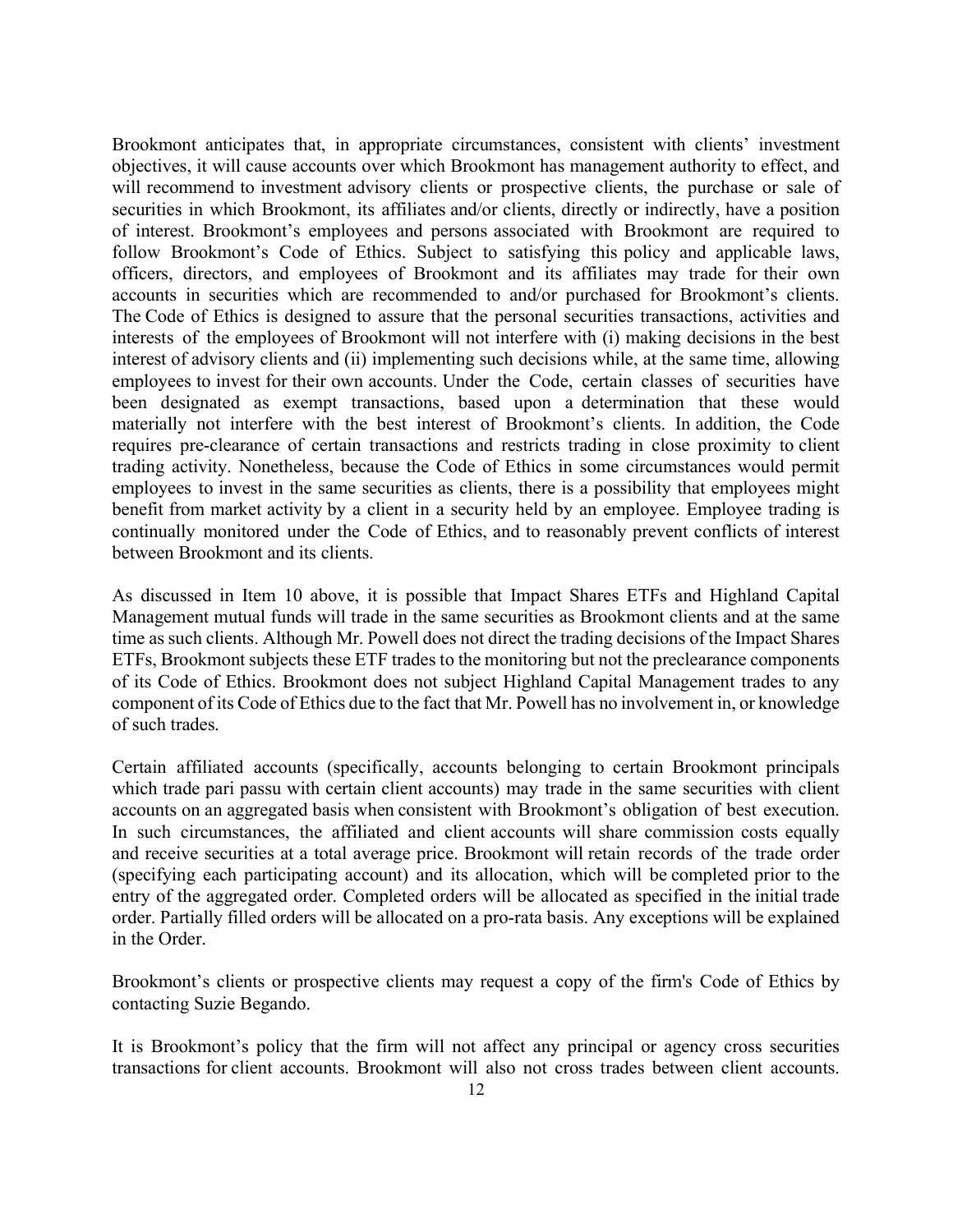Brookmont anticipates that, in appropriate circumstances, consistent with clients' investment objectives, it will cause accounts over which Brookmont has management authority to effect, and will recommend to investment advisory clients or prospective clients, the purchase or sale of securities in which Brookmont, its affiliates and/or clients, directly or indirectly, have a position of interest. Brookmont's employees and persons associated with Brookmont are required to follow Brookmont's Code of Ethics. Subject to satisfying this policy and applicable laws, officers, directors, and employees of Brookmont and its affiliates may trade for their own accounts in securities which are recommended to and/or purchased for Brookmont's clients. The Code of Ethics is designed to assure that the personal securities transactions, activities and interests of the employees of Brookmont will not interfere with (i) making decisions in the best interest of advisory clients and (ii) implementing such decisions while, at the same time, allowing employees to invest for their own accounts. Under the Code, certain classes of securities have been designated as exempt transactions, based upon a determination that these would materially not interfere with the best interest of Brookmont's clients. In addition, the Code requires pre-clearance of certain transactions and restricts trading in close proximity to client trading activity. Nonetheless, because the Code of Ethics in some circumstances would permit employees to invest in the same securities as clients, there is a possibility that employees might benefit from market activity by a client in a security held by an employee. Employee trading is continually monitored under the Code of Ethics, and to reasonably prevent conflicts of interest between Brookmont and its clients.

As discussed in Item 10 above, it is possible that Impact Shares ETFs and Highland Capital Management mutual funds will trade in the same securities as Brookmont clients and at the same time as such clients. Although Mr. Powell does not direct the trading decisions of the Impact Shares ETFs, Brookmont subjects these ETF trades to the monitoring but not the preclearance components of its Code of Ethics. Brookmont does not subject Highland Capital Management trades to any component of its Code of Ethics due to the fact that Mr. Powell has no involvement in, or knowledge of such trades.

Certain affiliated accounts (specifically, accounts belonging to certain Brookmont principals which trade pari passu with certain client accounts) may trade in the same securities with client accounts on an aggregated basis when consistent with Brookmont's obligation of best execution. In such circumstances, the affiliated and client accounts will share commission costs equally and receive securities at a total average price. Brookmont will retain records of the trade order (specifying each participating account) and its allocation, which will be completed prior to the entry of the aggregated order. Completed orders will be allocated as specified in the initial trade order. Partially filled orders will be allocated on a pro-rata basis. Any exceptions will be explained in the Order.

Brookmont's clients or prospective clients may request a copy of the firm's Code of Ethics by contacting Suzie Begando.

It is Brookmont's policy that the firm will not affect any principal or agency cross securities transactions for client accounts. Brookmont will also not cross trades between client accounts.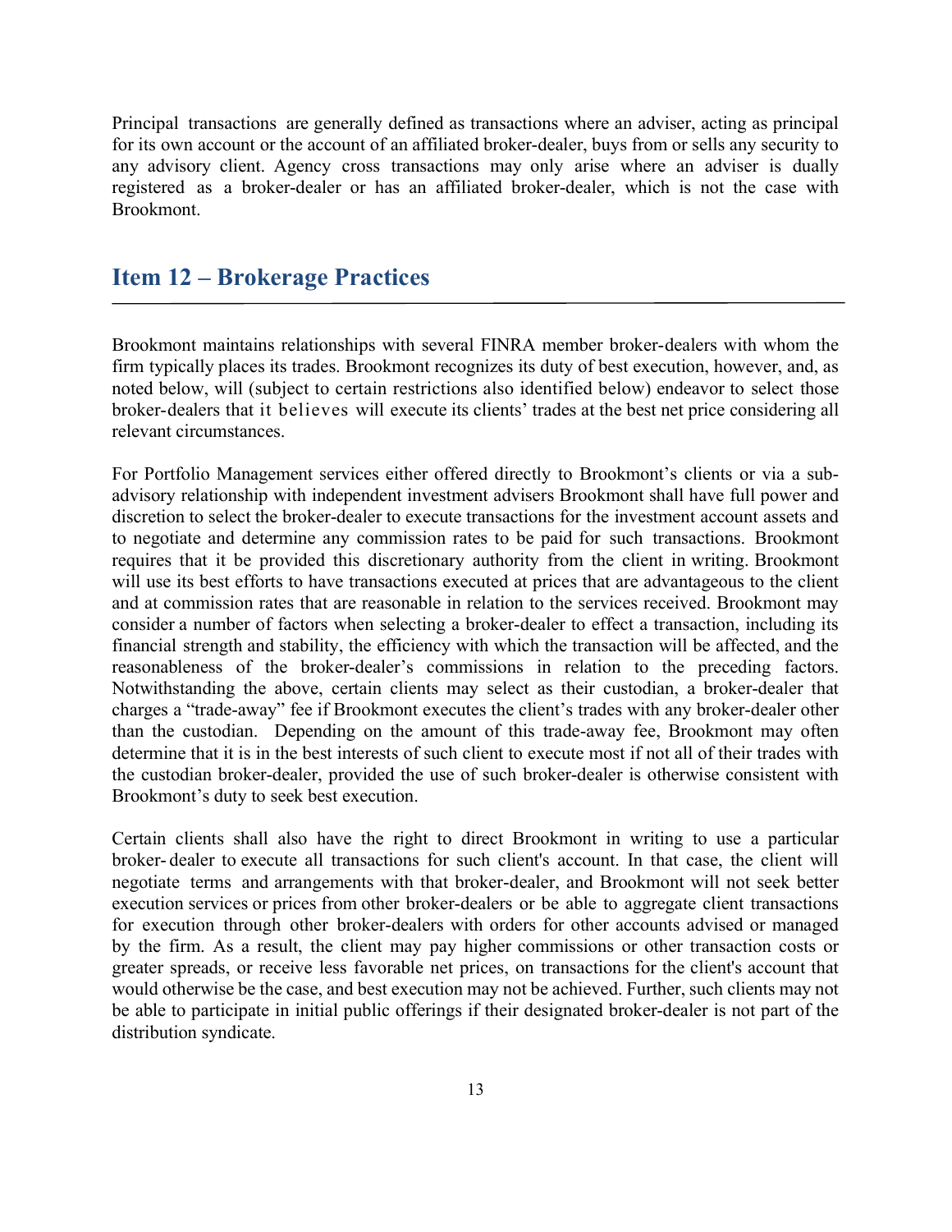Principal transactions are generally defined as transactions where an adviser, acting as principal for its own account or the account of an affiliated broker-dealer, buys from or sells any security to any advisory client. Agency cross transactions may only arise where an adviser is dually registered as a broker-dealer or has an affiliated broker-dealer, which is not the case with Brookmont.

## Item 12 – Brokerage Practices

Brookmont maintains relationships with several FINRA member broker-dealers with whom the firm typically places its trades. Brookmont recognizes its duty of best execution, however, and, as noted below, will (subject to certain restrictions also identified below) endeavor to select those broker-dealers that it believes will execute its clients' trades at the best net price considering all relevant circumstances.

For Portfolio Management services either offered directly to Brookmont's clients or via a sub-advisory relationship with independent investment advisers Brookmont shall have full power and discretion to select the broker-dealer to execute transactions for the investment account assets and to negotiate and determine any commission rates to be paid for such transactions. Brookmont requires that it be provided this discretionary authority from the client in writing. Brookmont will use its best efforts to have transactions executed at prices that are advantageous to the client and at commission rates that are reasonable in relation to the services received. Brookmont may consider a number of factors when selecting a broker-dealer to effect a transaction, including its financial strength and stability, the efficiency with which the transaction will be affected, and the reasonableness of the broker-dealer's commissions in relation to the preceding factors. Notwithstanding the above, certain clients may select as their custodian, a broker-dealer that charges a "trade-away" fee if Brookmont executes the client's trades with any broker-dealer other than the custodian. Depending on the amount of this trade-away fee, Brookmont may often determine that it is in the best interests of such client to execute most if not all of their trades with the custodian broker-dealer, provided the use of such broker-dealer is otherwise consistent with Brookmont's duty to seek best execution.

Certain clients shall also have the right to direct Brookmont in writing to use a particular broker- dealer to execute all transactions for such client's account. In that case, the client will negotiate terms and arrangements with that broker-dealer, and Brookmont will not seek better execution services or prices from other broker-dealers or be able to aggregate client transactions for execution through other broker-dealers with orders for other accounts advised or managed by the firm. As a result, the client may pay higher commissions or other transaction costs or greater spreads, or receive less favorable net prices, on transactions for the client's account that would otherwise be the case, and best execution may not be achieved. Further, such clients may not be able to participate in initial public offerings if their designated broker-dealer is not part of the distribution syndicate.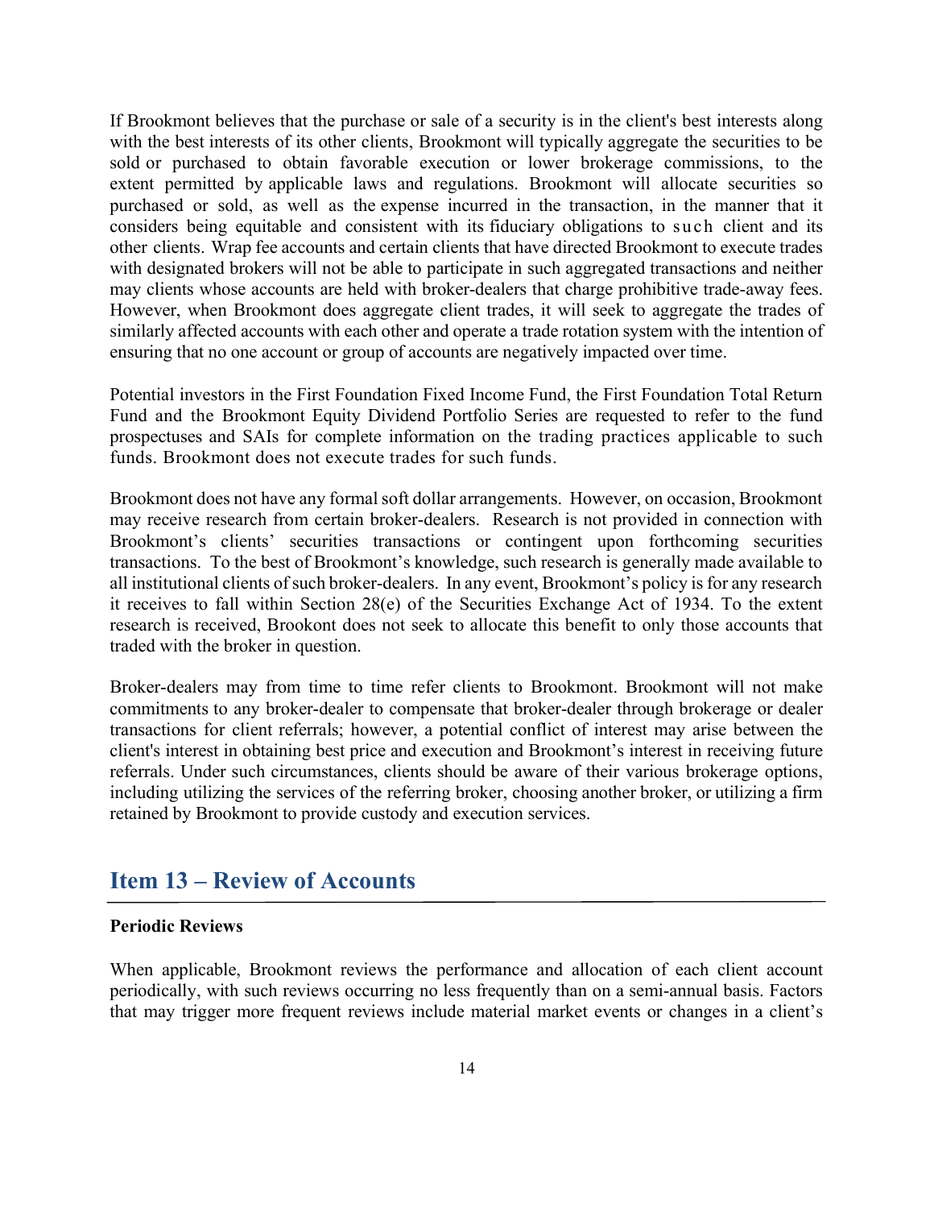If Brookmont believes that the purchase or sale of a security is in the client's best interests along with the best interests of its other clients, Brookmont will typically aggregate the securities to be sold or purchased to obtain favorable execution or lower brokerage commissions, to the extent permitted by applicable laws and regulations. Brookmont will allocate securities so purchased or sold, as well as the expense incurred in the transaction, in the manner that it considers being equitable and consistent with its fiduciary obligations to such client and its other clients. Wrap fee accounts and certain clients that have directed Brookmont to execute trades with designated brokers will not be able to participate in such aggregated transactions and neither may clients whose accounts are held with broker-dealers that charge prohibitive trade-away fees. However, when Brookmont does aggregate client trades, it will seek to aggregate the trades of similarly affected accounts with each other and operate a trade rotation system with the intention of ensuring that no one account or group of accounts are negatively impacted over time.

Potential investors in the First Foundation Fixed Income Fund, the First Foundation Total Return Fund and the Brookmont Equity Dividend Portfolio Series are requested to refer to the fund prospectuses and SAIs for complete information on the trading practices applicable to such funds. Brookmont does not execute trades for such funds.

Brookmont does not have any formal soft dollar arrangements. However, on occasion, Brookmont may receive research from certain broker-dealers. Research is not provided in connection with Brookmont's clients' securities transactions or contingent upon forthcoming securities transactions. To the best of Brookmont's knowledge, such research is generally made available to all institutional clients of such broker-dealers. In any event, Brookmont's policy is for any research it receives to fall within Section 28(e) of the Securities Exchange Act of 1934. To the extent research is received, Brookont does not seek to allocate this benefit to only those accounts that traded with the broker in question.

Broker-dealers may from time to time refer clients to Brookmont. Brookmont will not make commitments to any broker-dealer to compensate that broker-dealer through brokerage or dealer transactions for client referrals; however, a potential conflict of interest may arise between the client's interest in obtaining best price and execution and Brookmont's interest in receiving future referrals. Under such circumstances, clients should be aware of their various brokerage options, including utilizing the services of the referring broker, choosing another broker, or utilizing a firm retained by Brookmont to provide custody and execution services.

## Item 13 – Review of Accounts

**Periodic Reviews**

When applicable, Brookmont reviews the performance and allocation of each client account periodically, with such reviews occurring no less frequently than on a semi-annual basis. Factors that may trigger more frequent reviews include material market events or changes in a client's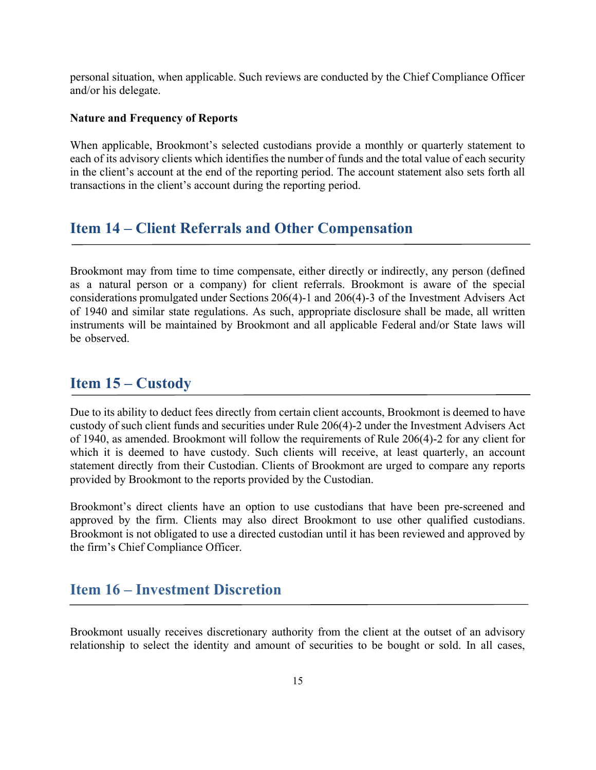personal situation, when applicable. Such reviews are conducted by the Chief Compliance Officer and/or his delegate.

**Nature and Frequency of Reports**

When applicable, Brookmont's selected custodians provide a monthly or quarterly statement to each of its advisory clients which identifies the number of funds and the total value of each security in the client's account at the end of the reporting period. The account statement also sets forth all transactions in the client's account during the reporting period.

## Item 14 – Client Referrals and Other Compensation

Brookmont may from time to time compensate, either directly or indirectly, any person (defined as a natural person or a company) for client referrals. Brookmont is aware of the special considerations promulgated under Sections 206(4)-1 and 206(4)-3 of the Investment Advisers Act of 1940 and similar state regulations. As such, appropriate disclosure shall be made, all written instruments will be maintained by Brookmont and all applicable Federal and/or State laws will be observed.

## Item 15 – Custody

Due to its ability to deduct fees directly from certain client accounts, Brookmont is deemed to have custody of such client funds and securities under Rule 206(4)-2 under the Investment Advisers Act of 1940, as amended. Brookmont will follow the requirements of Rule 206(4)-2 for any client for which it is deemed to have custody. Such clients will receive, at least quarterly, an account statement directly from their Custodian. Clients of Brookmont are urged to compare any reports provided by Brookmont to the reports provided by the Custodian.

Brookmont's direct clients have an option to use custodians that have been pre-screened and approved by the firm. Clients may also direct Brookmont to use other qualified custodians. Brookmont is not obligated to use a directed custodian until it has been reviewed and approved by the firm's Chief Compliance Officer.

## Item 16 – Investment Discretion

Brookmont usually receives discretionary authority from the client at the outset of an advisory relationship to select the identity and amount of securities to be bought or sold. In all cases,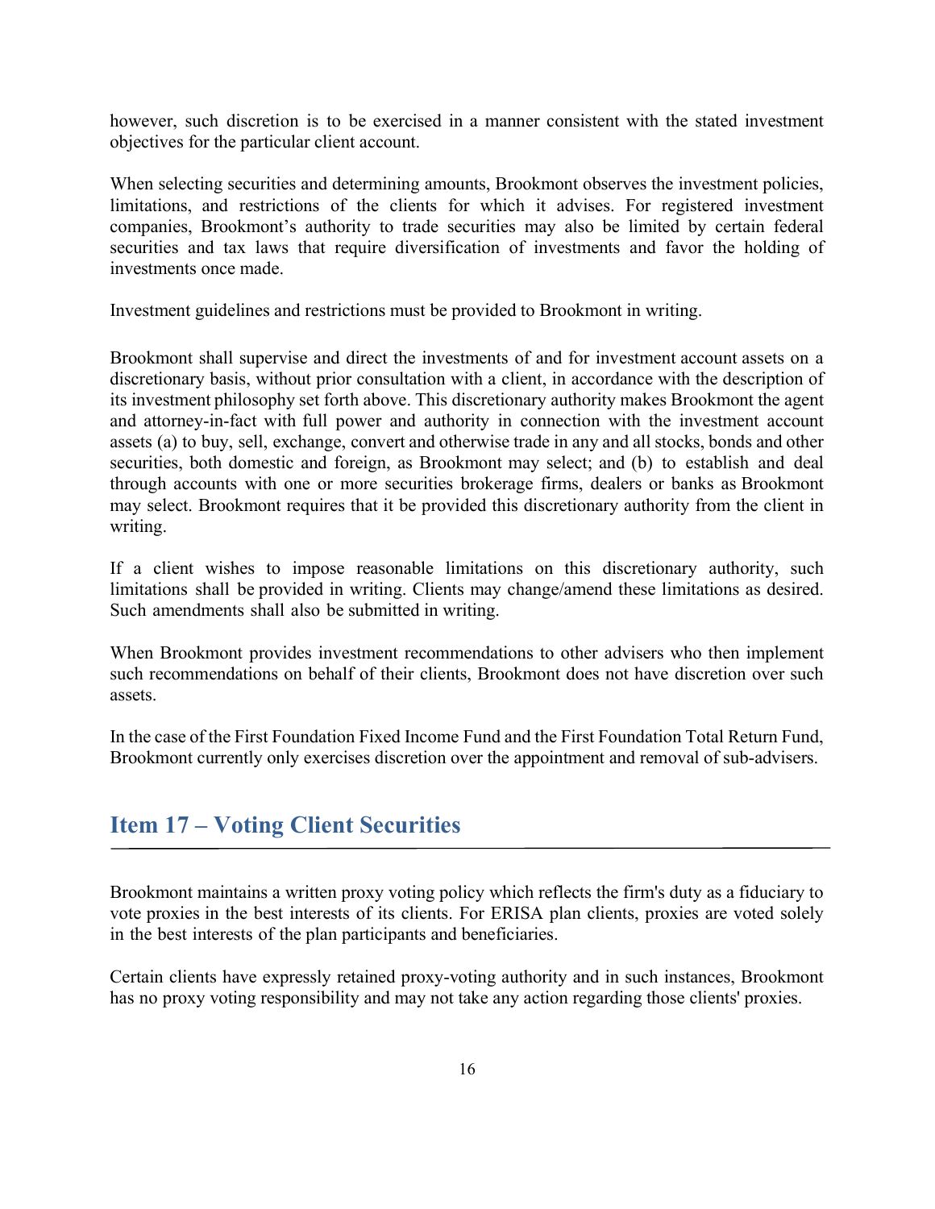however, such discretion is to be exercised in a manner consistent with the stated investment objectives for the particular client account.

When selecting securities and determining amounts, Brookmont observes the investment policies, limitations, and restrictions of the clients for which it advises. For registered investment companies, Brookmont's authority to trade securities may also be limited by certain federal securities and tax laws that require diversification of investments and favor the holding of investments once made.

Investment guidelines and restrictions must be provided to Brookmont in writing.

Brookmont shall supervise and direct the investments of and for investment account assets on a discretionary basis, without prior consultation with a client, in accordance with the description of its investment philosophy set forth above. This discretionary authority makes Brookmont the agent and attorney-in-fact with full power and authority in connection with the investment account assets (a) to buy, sell, exchange, convert and otherwise trade in any and all stocks, bonds and other securities, both domestic and foreign, as Brookmont may select; and (b) to establish and deal through accounts with one or more securities brokerage firms, dealers or banks as Brookmont may select. Brookmont requires that it be provided this discretionary authority from the client in writing.

If a client wishes to impose reasonable limitations on this discretionary authority, such limitations shall be provided in writing. Clients may change/amend these limitations as desired. Such amendments shall also be submitted in writing.

When Brookmont provides investment recommendations to other advisers who then implement such recommendations on behalf of their clients, Brookmont does not have discretion over such assets.

In the case of the First Foundation Fixed Income Fund and the First Foundation Total Return Fund, Brookmont currently only exercises discretion over the appointment and removal of sub-advisers.

## Item 17 – Voting Client Securities

Brookmont maintains a written proxy voting policy which reflects the firm's duty as a fiduciary to vote proxies in the best interests of its clients. For ERISA plan clients, proxies are voted solely in the best interests of the plan participants and beneficiaries.

Certain clients have expressly retained proxy-voting authority and in such instances, Brookmont has no proxy voting responsibility and may not take any action regarding those clients' proxies.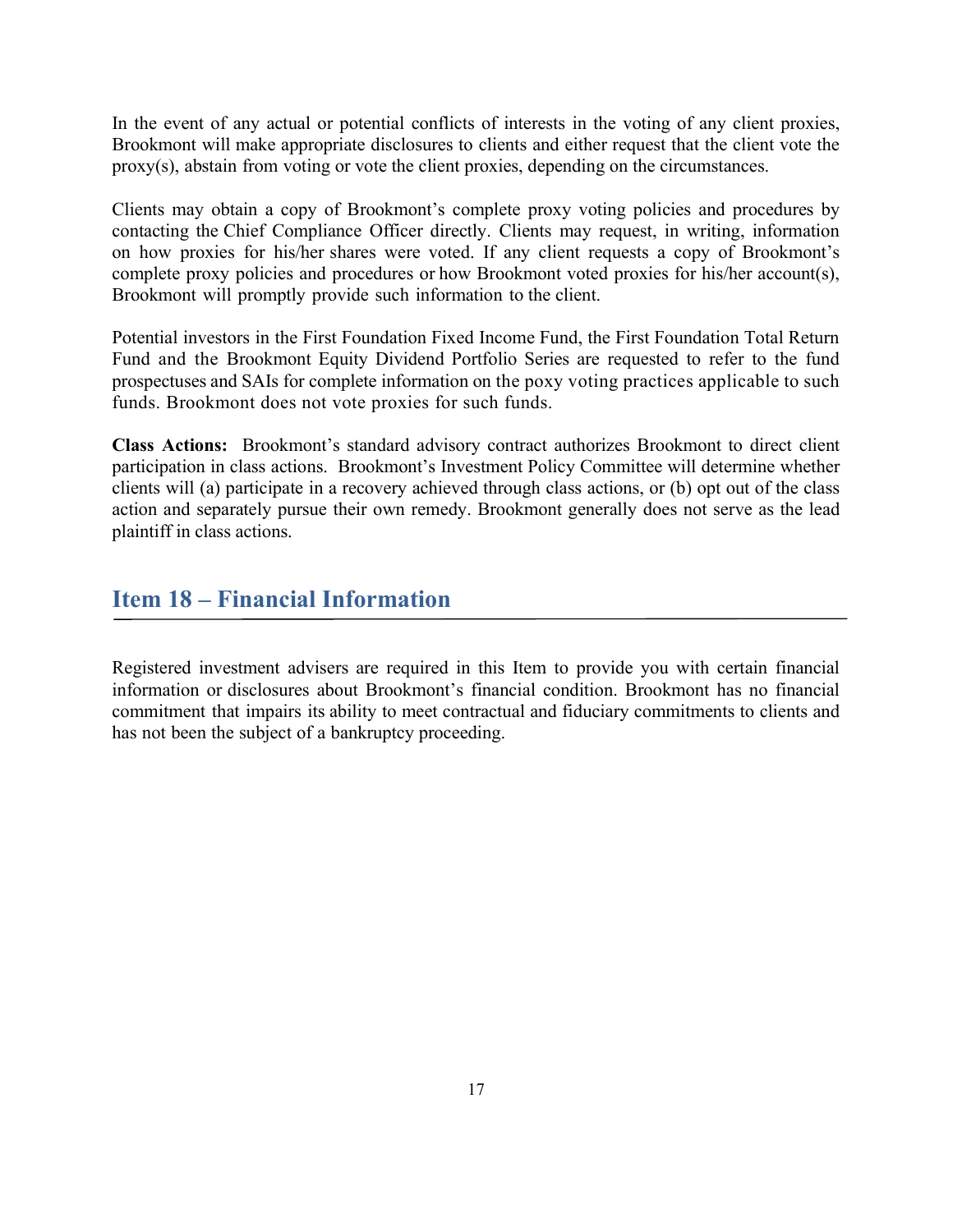In the event of any actual or potential conflicts of interests in the voting of any client proxies, Brookmont will make appropriate disclosures to clients and either request that the client vote the proxy(s), abstain from voting or vote the client proxies, depending on the circumstances.

Clients may obtain a copy of Brookmont's complete proxy voting policies and procedures by contacting the Chief Compliance Officer directly. Clients may request, in writing, information on how proxies for his/her shares were voted. If any client requests a copy of Brookmont's complete proxy policies and procedures or how Brookmont voted proxies for his/her account(s), Brookmont will promptly provide such information to the client.

Potential investors in the First Foundation Fixed Income Fund, the First Foundation Total Return Fund and the Brookmont Equity Dividend Portfolio Series are requested to refer to the fund prospectuses and SAIs for complete information on the poxy voting practices applicable to such funds. Brookmont does not vote proxies for such funds.

**Class Actions:** Brookmont's standard advisory contract authorizes Brookmont to direct client participation in class actions. Brookmont's Investment Policy Committee will determine whether clients will (a) participate in a recovery achieved through class actions, or (b) opt out of the class action and separately pursue their own remedy. Brookmont generally does not serve as the lead plaintiff in class actions.

## Item 18 – Financial Information

Registered investment advisers are required in this Item to provide you with certain financial information or disclosures about Brookmont's financial condition. Brookmont has no financial commitment that impairs its ability to meet contractual and fiduciary commitments to clients and has not been the subject of a bankruptcy proceeding.